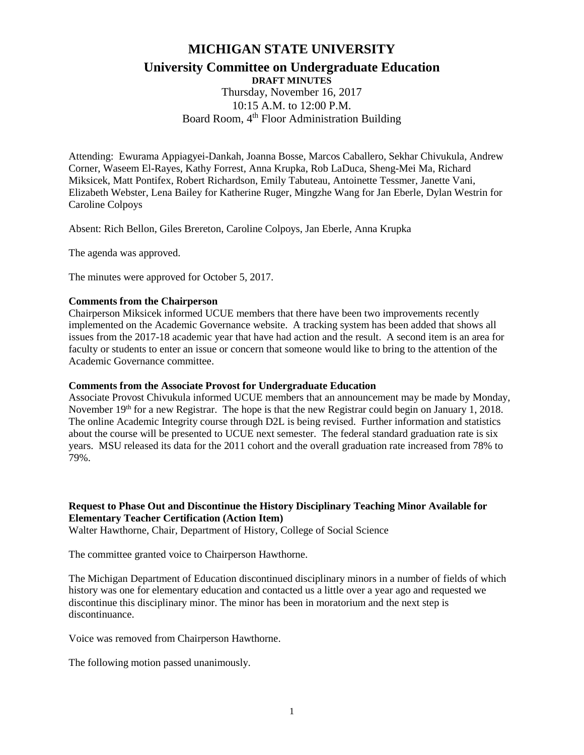# MICHIGAN STATE UNIVERSITY

## University Committee on Undergraduate Education

**DRAFT MINUTES**

Thursday, November 16, 2017
10:15 A.M. to 12:00 P.M.
Board Room, 4th Floor Administration Building

Attending: Ewurama Appiagyei-Dankah, Joanna Bosse, Marcos Caballero, Sekhar Chivukula, Andrew Corner, Waseem El-Rayes, Kathy Forrest, Anna Krupka, Rob LaDuca, Sheng-Mei Ma, Richard Miksicek, Matt Pontifex, Robert Richardson, Emily Tabuteau, Antoinette Tessmer, Janette Vani, Elizabeth Webster, Lena Bailey for Katherine Ruger, Mingzhe Wang for Jan Eberle, Dylan Westrin for Caroline Colpoys

Absent: Rich Bellon, Giles Brereton, Caroline Colpoys, Jan Eberle, Anna Krupka

The agenda was approved.

The minutes were approved for October 5, 2017.

**Comments from the Chairperson**

Chairperson Miksicek informed UCUE members that there have been two improvements recently implemented on the Academic Governance website. A tracking system has been added that shows all issues from the 2017-18 academic year that have had action and the result. A second item is an area for faculty or students to enter an issue or concern that someone would like to bring to the attention of the Academic Governance committee.

**Comments from the Associate Provost for Undergraduate Education**

Associate Provost Chivukula informed UCUE members that an announcement may be made by Monday, November 19th for a new Registrar. The hope is that the new Registrar could begin on January 1, 2018. The online Academic Integrity course through D2L is being revised. Further information and statistics about the course will be presented to UCUE next semester. The federal standard graduation rate is six years. MSU released its data for the 2011 cohort and the overall graduation rate increased from 78% to 79%.

**Request to Phase Out and Discontinue the History Disciplinary Teaching Minor Available for Elementary Teacher Certification (Action Item)**

Walter Hawthorne, Chair, Department of History, College of Social Science

The committee granted voice to Chairperson Hawthorne.

The Michigan Department of Education discontinued disciplinary minors in a number of fields of which history was one for elementary education and contacted us a little over a year ago and requested we discontinue this disciplinary minor. The minor has been in moratorium and the next step is discontinuance.

Voice was removed from Chairperson Hawthorne.

The following motion passed unanimously.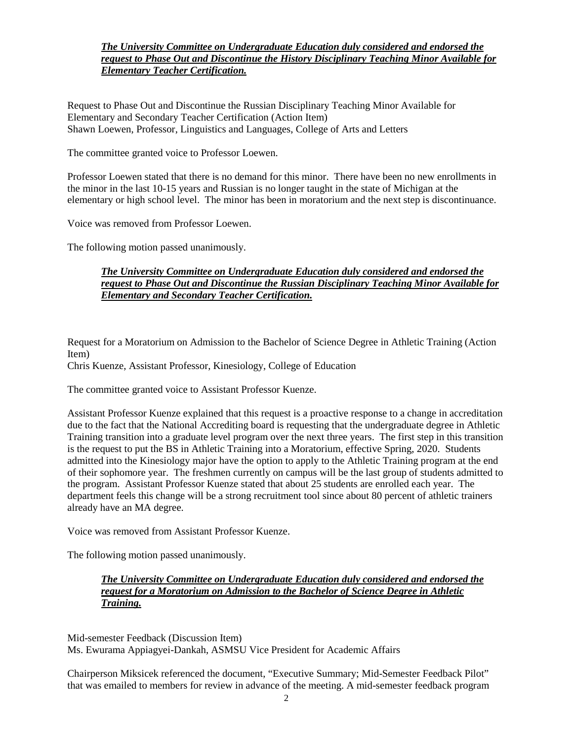***<u>The University Committee on Undergraduate Education duly considered and endorsed the request to Phase Out and Discontinue the History Disciplinary Teaching Minor Available for Elementary Teacher Certification.</u>***

Request to Phase Out and Discontinue the Russian Disciplinary Teaching Minor Available for Elementary and Secondary Teacher Certification (Action Item)
Shawn Loewen, Professor, Linguistics and Languages, College of Arts and Letters

The committee granted voice to Professor Loewen.

Professor Loewen stated that there is no demand for this minor. There have been no new enrollments in the minor in the last 10-15 years and Russian is no longer taught in the state of Michigan at the elementary or high school level. The minor has been in moratorium and the next step is discontinuance.

Voice was removed from Professor Loewen.

The following motion passed unanimously.

***<u>The University Committee on Undergraduate Education duly considered and endorsed the request to Phase Out and Discontinue the Russian Disciplinary Teaching Minor Available for Elementary and Secondary Teacher Certification.</u>***

Request for a Moratorium on Admission to the Bachelor of Science Degree in Athletic Training (Action Item)
Chris Kuenze, Assistant Professor, Kinesiology, College of Education

The committee granted voice to Assistant Professor Kuenze.

Assistant Professor Kuenze explained that this request is a proactive response to a change in accreditation due to the fact that the National Accrediting board is requesting that the undergraduate degree in Athletic Training transition into a graduate level program over the next three years. The first step in this transition is the request to put the BS in Athletic Training into a Moratorium, effective Spring, 2020. Students admitted into the Kinesiology major have the option to apply to the Athletic Training program at the end of their sophomore year. The freshmen currently on campus will be the last group of students admitted to the program. Assistant Professor Kuenze stated that about 25 students are enrolled each year. The department feels this change will be a strong recruitment tool since about 80 percent of athletic trainers already have an MA degree.

Voice was removed from Assistant Professor Kuenze.

The following motion passed unanimously.

***<u>The University Committee on Undergraduate Education duly considered and endorsed the request for a Moratorium on Admission to the Bachelor of Science Degree in Athletic Training.</u>***

Mid-semester Feedback (Discussion Item)
Ms. Ewurama Appiagyei-Dankah, ASMSU Vice President for Academic Affairs

Chairperson Miksicek referenced the document, "Executive Summary; Mid-Semester Feedback Pilot" that was emailed to members for review in advance of the meeting. A mid-semester feedback program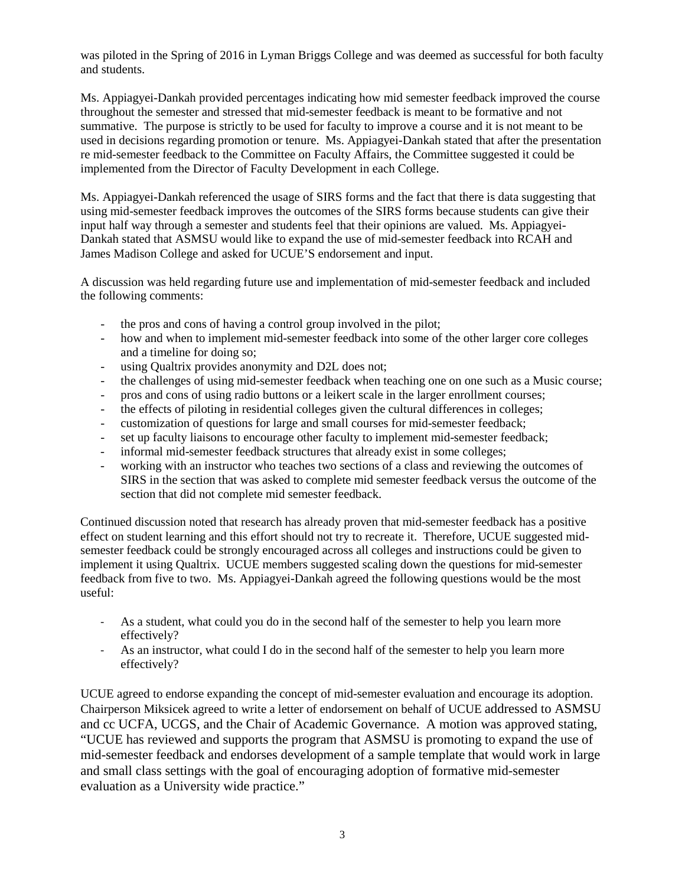was piloted in the Spring of 2016 in Lyman Briggs College and was deemed as successful for both faculty and students.

Ms. Appiagyei-Dankah provided percentages indicating how mid semester feedback improved the course throughout the semester and stressed that mid-semester feedback is meant to be formative and not summative. The purpose is strictly to be used for faculty to improve a course and it is not meant to be used in decisions regarding promotion or tenure. Ms. Appiagyei-Dankah stated that after the presentation re mid-semester feedback to the Committee on Faculty Affairs, the Committee suggested it could be implemented from the Director of Faculty Development in each College.

Ms. Appiagyei-Dankah referenced the usage of SIRS forms and the fact that there is data suggesting that using mid-semester feedback improves the outcomes of the SIRS forms because students can give their input half way through a semester and students feel that their opinions are valued. Ms. Appiagyei-Dankah stated that ASMSU would like to expand the use of mid-semester feedback into RCAH and James Madison College and asked for UCUE'S endorsement and input.

A discussion was held regarding future use and implementation of mid-semester feedback and included the following comments:

- the pros and cons of having a control group involved in the pilot;
- how and when to implement mid-semester feedback into some of the other larger core colleges and a timeline for doing so;
- using Qualtrix provides anonymity and D2L does not;
- the challenges of using mid-semester feedback when teaching one on one such as a Music course;
- pros and cons of using radio buttons or a leikert scale in the larger enrollment courses;
- the effects of piloting in residential colleges given the cultural differences in colleges;
- customization of questions for large and small courses for mid-semester feedback;
- set up faculty liaisons to encourage other faculty to implement mid-semester feedback;
- informal mid-semester feedback structures that already exist in some colleges;
- working with an instructor who teaches two sections of a class and reviewing the outcomes of SIRS in the section that was asked to complete mid semester feedback versus the outcome of the section that did not complete mid semester feedback.

Continued discussion noted that research has already proven that mid-semester feedback has a positive effect on student learning and this effort should not try to recreate it. Therefore, UCUE suggested mid-semester feedback could be strongly encouraged across all colleges and instructions could be given to implement it using Qualtrix. UCUE members suggested scaling down the questions for mid-semester feedback from five to two. Ms. Appiagyei-Dankah agreed the following questions would be the most useful:

- As a student, what could you do in the second half of the semester to help you learn more effectively?
- As an instructor, what could I do in the second half of the semester to help you learn more effectively?

UCUE agreed to endorse expanding the concept of mid-semester evaluation and encourage its adoption. Chairperson Miksicek agreed to write a letter of endorsement on behalf of UCUE addressed to ASMSU and cc UCFA, UCGS, and the Chair of Academic Governance. A motion was approved stating, "UCUE has reviewed and supports the program that ASMSU is promoting to expand the use of mid-semester feedback and endorses development of a sample template that would work in large and small class settings with the goal of encouraging adoption of formative mid-semester evaluation as a University wide practice."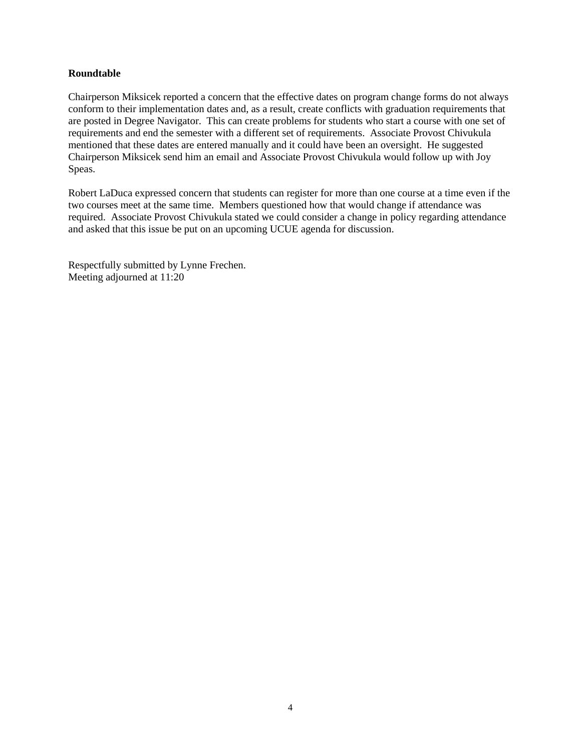**Roundtable**

Chairperson Miksicek reported a concern that the effective dates on program change forms do not always conform to their implementation dates and, as a result, create conflicts with graduation requirements that are posted in Degree Navigator. This can create problems for students who start a course with one set of requirements and end the semester with a different set of requirements. Associate Provost Chivukula mentioned that these dates are entered manually and it could have been an oversight. He suggested Chairperson Miksicek send him an email and Associate Provost Chivukula would follow up with Joy Speas.

Robert LaDuca expressed concern that students can register for more than one course at a time even if the two courses meet at the same time. Members questioned how that would change if attendance was required. Associate Provost Chivukula stated we could consider a change in policy regarding attendance and asked that this issue be put on an upcoming UCUE agenda for discussion.

Respectfully submitted by Lynne Frechen.
Meeting adjourned at 11:20